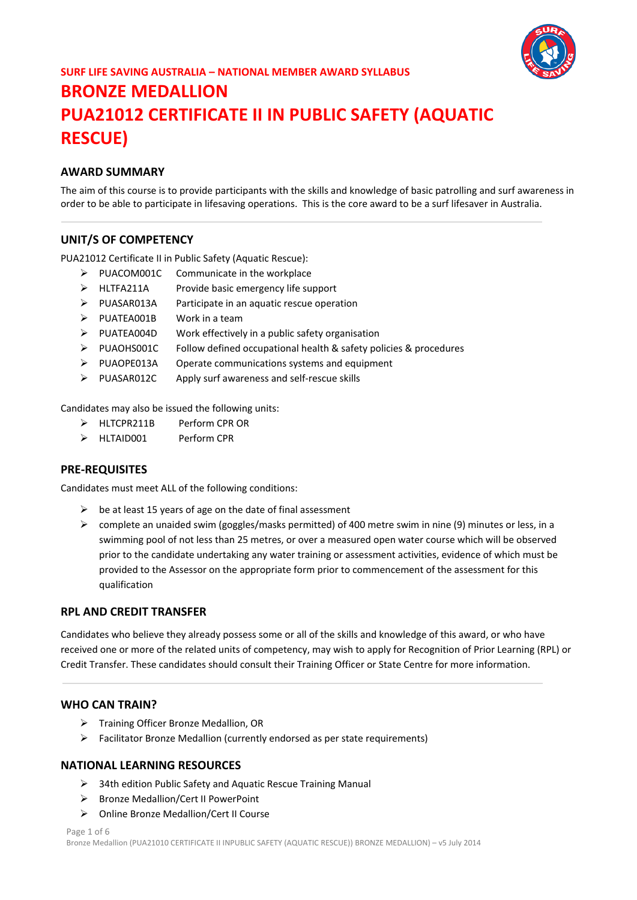SURF LIFE SAVING AUSTRALIA – NATIONAL MEMBER AWARD SYLLABUS

# BRONZE MEDALLION
# PUA21012 CERTIFICATE II IN PUBLIC SAFETY (AQUATIC RESCUE)

## AWARD SUMMARY

The aim of this course is to provide participants with the skills and knowledge of basic patrolling and surf awareness in order to be able to participate in lifesaving operations. This is the core award to be a surf lifesaver in Australia.

## UNIT/S OF COMPETENCY

PUA21012 Certificate II in Public Safety (Aquatic Rescue):

- PUACOM001C Communicate in the workplace
- HLTFA211A Provide basic emergency life support
- PUASAR013A Participate in an aquatic rescue operation
- PUATEA001B Work in a team
- PUATEA004D Work effectively in a public safety organisation
- PUAOHS001C Follow defined occupational health & safety policies & procedures
- PUAOPE013A Operate communications systems and equipment
- PUASAR012C Apply surf awareness and self-rescue skills

Candidates may also be issued the following units:

- HLTCPR211B Perform CPR OR
- HLTAID001 Perform CPR

## PRE-REQUISITES

Candidates must meet ALL of the following conditions:

- be at least 15 years of age on the date of final assessment
- complete an unaided swim (goggles/masks permitted) of 400 metre swim in nine (9) minutes or less, in a swimming pool of not less than 25 metres, or over a measured open water course which will be observed prior to the candidate undertaking any water training or assessment activities, evidence of which must be provided to the Assessor on the appropriate form prior to commencement of the assessment for this qualification

## RPL AND CREDIT TRANSFER

Candidates who believe they already possess some or all of the skills and knowledge of this award, or who have received one or more of the related units of competency, may wish to apply for Recognition of Prior Learning (RPL) or Credit Transfer. These candidates should consult their Training Officer or State Centre for more information.

## WHO CAN TRAIN?

- Training Officer Bronze Medallion, OR
- Facilitator Bronze Medallion (currently endorsed as per state requirements)

## NATIONAL LEARNING RESOURCES

- 34th edition Public Safety and Aquatic Rescue Training Manual
- Bronze Medallion/Cert II PowerPoint
- Online Bronze Medallion/Cert II Course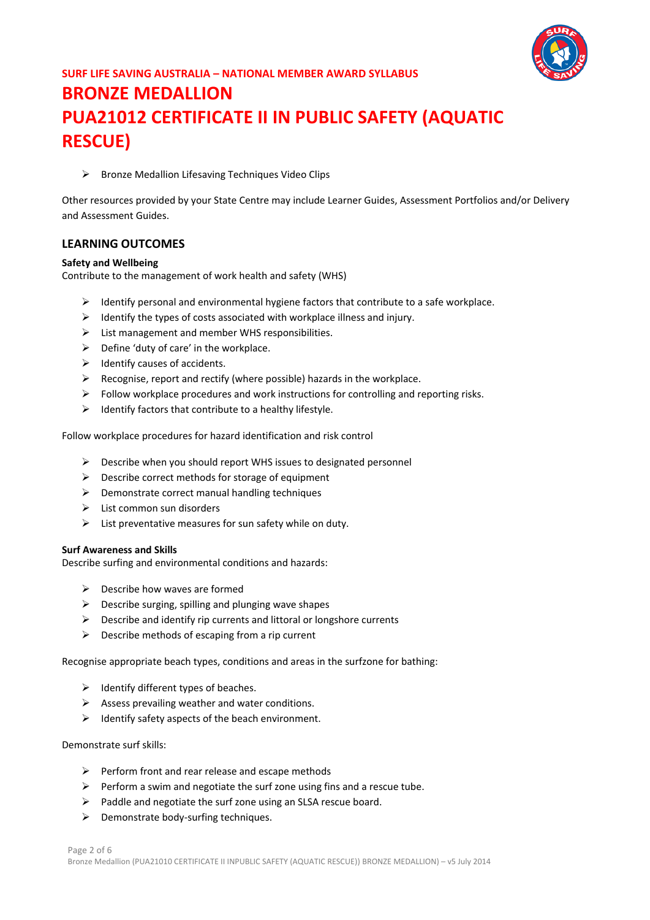- Bronze Medallion Lifesaving Techniques Video Clips

Other resources provided by your State Centre may include Learner Guides, Assessment Portfolios and/or Delivery and Assessment Guides.

## LEARNING OUTCOMES

**Safety and Wellbeing**

Contribute to the management of work health and safety (WHS)

- Identify personal and environmental hygiene factors that contribute to a safe workplace.
- Identify the types of costs associated with workplace illness and injury.
- List management and member WHS responsibilities.
- Define 'duty of care' in the workplace.
- Identify causes of accidents.
- Recognise, report and rectify (where possible) hazards in the workplace.
- Follow workplace procedures and work instructions for controlling and reporting risks.
- Identify factors that contribute to a healthy lifestyle.

Follow workplace procedures for hazard identification and risk control

- Describe when you should report WHS issues to designated personnel
- Describe correct methods for storage of equipment
- Demonstrate correct manual handling techniques
- List common sun disorders
- List preventative measures for sun safety while on duty.

**Surf Awareness and Skills**

Describe surfing and environmental conditions and hazards:

- Describe how waves are formed
- Describe surging, spilling and plunging wave shapes
- Describe and identify rip currents and littoral or longshore currents
- Describe methods of escaping from a rip current

Recognise appropriate beach types, conditions and areas in the surfzone for bathing:

- Identify different types of beaches.
- Assess prevailing weather and water conditions.
- Identify safety aspects of the beach environment.

Demonstrate surf skills:

- Perform front and rear release and escape methods
- Perform a swim and negotiate the surf zone using fins and a rescue tube.
- Paddle and negotiate the surf zone using an SLSA rescue board.
- Demonstrate body-surfing techniques.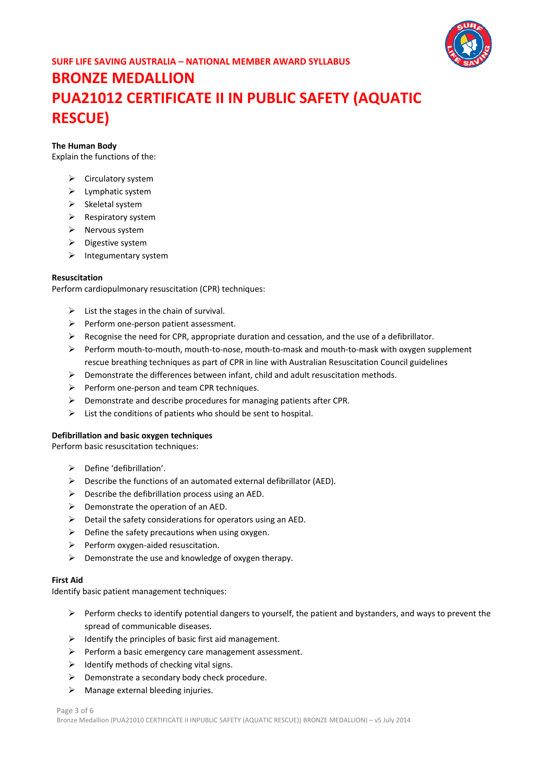SURF LIFE SAVING AUSTRALIA – NATIONAL MEMBER AWARD SYLLABUS

# BRONZE MEDALLION
# PUA21012 CERTIFICATE II IN PUBLIC SAFETY (AQUATIC RESCUE)

**The Human Body**
Explain the functions of the:

- Circulatory system
- Lymphatic system
- Skeletal system
- Respiratory system
- Nervous system
- Digestive system
- Integumentary system

**Resuscitation**
Perform cardiopulmonary resuscitation (CPR) techniques:

- List the stages in the chain of survival.
- Perform one-person patient assessment.
- Recognise the need for CPR, appropriate duration and cessation, and the use of a defibrillator.
- Perform mouth-to-mouth, mouth-to-nose, mouth-to-mask and mouth-to-mask with oxygen supplement rescue breathing techniques as part of CPR in line with Australian Resuscitation Council guidelines
- Demonstrate the differences between infant, child and adult resuscitation methods.
- Perform one-person and team CPR techniques.
- Demonstrate and describe procedures for managing patients after CPR.
- List the conditions of patients who should be sent to hospital.

**Defibrillation and basic oxygen techniques**
Perform basic resuscitation techniques:

- Define 'defibrillation'.
- Describe the functions of an automated external defibrillator (AED).
- Describe the defibrillation process using an AED.
- Demonstrate the operation of an AED.
- Detail the safety considerations for operators using an AED.
- Define the safety precautions when using oxygen.
- Perform oxygen-aided resuscitation.
- Demonstrate the use and knowledge of oxygen therapy.

**First Aid**
Identify basic patient management techniques:

- Perform checks to identify potential dangers to yourself, the patient and bystanders, and ways to prevent the spread of communicable diseases.
- Identify the principles of basic first aid management.
- Perform a basic emergency care management assessment.
- Identify methods of checking vital signs.
- Demonstrate a secondary body check procedure.
- Manage external bleeding injuries.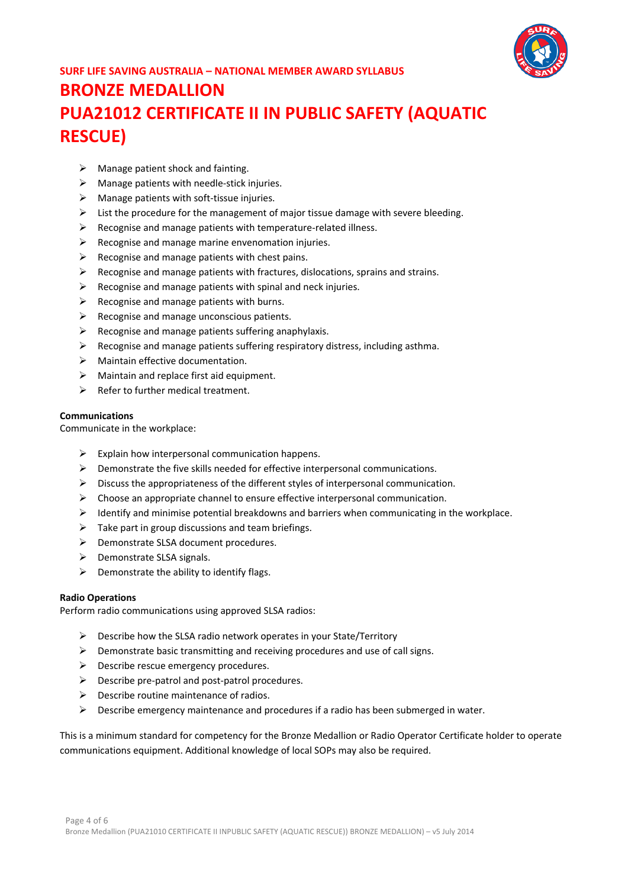SURF LIFE SAVING AUSTRALIA – NATIONAL MEMBER AWARD SYLLABUS

# BRONZE MEDALLION
# PUA21012 CERTIFICATE II IN PUBLIC SAFETY (AQUATIC RESCUE)

- Manage patient shock and fainting.
- Manage patients with needle-stick injuries.
- Manage patients with soft-tissue injuries.
- List the procedure for the management of major tissue damage with severe bleeding.
- Recognise and manage patients with temperature-related illness.
- Recognise and manage marine envenomation injuries.
- Recognise and manage patients with chest pains.
- Recognise and manage patients with fractures, dislocations, sprains and strains.
- Recognise and manage patients with spinal and neck injuries.
- Recognise and manage patients with burns.
- Recognise and manage unconscious patients.
- Recognise and manage patients suffering anaphylaxis.
- Recognise and manage patients suffering respiratory distress, including asthma.
- Maintain effective documentation.
- Maintain and replace first aid equipment.
- Refer to further medical treatment.

**Communications**

Communicate in the workplace:

- Explain how interpersonal communication happens.
- Demonstrate the five skills needed for effective interpersonal communications.
- Discuss the appropriateness of the different styles of interpersonal communication.
- Choose an appropriate channel to ensure effective interpersonal communication.
- Identify and minimise potential breakdowns and barriers when communicating in the workplace.
- Take part in group discussions and team briefings.
- Demonstrate SLSA document procedures.
- Demonstrate SLSA signals.
- Demonstrate the ability to identify flags.

**Radio Operations**

Perform radio communications using approved SLSA radios:

- Describe how the SLSA radio network operates in your State/Territory
- Demonstrate basic transmitting and receiving procedures and use of call signs.
- Describe rescue emergency procedures.
- Describe pre-patrol and post-patrol procedures.
- Describe routine maintenance of radios.
- Describe emergency maintenance and procedures if a radio has been submerged in water.

This is a minimum standard for competency for the Bronze Medallion or Radio Operator Certificate holder to operate communications equipment. Additional knowledge of local SOPs may also be required.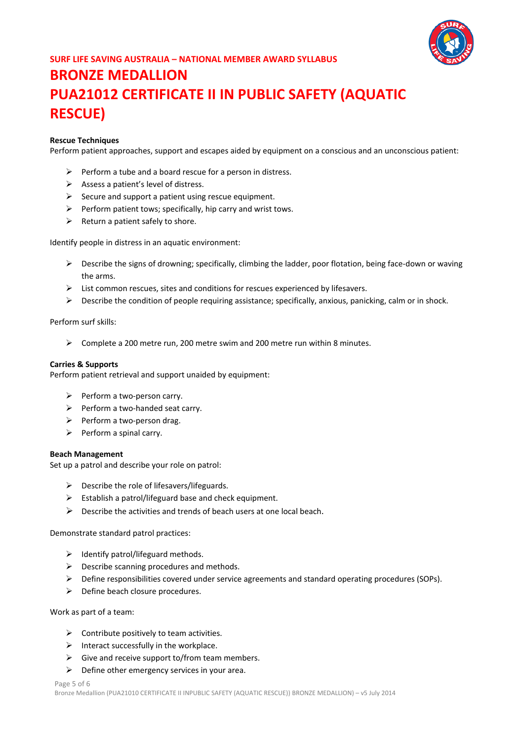SURF LIFE SAVING AUSTRALIA – NATIONAL MEMBER AWARD SYLLABUS

# BRONZE MEDALLION
# PUA21012 CERTIFICATE II IN PUBLIC SAFETY (AQUATIC RESCUE)

**Rescue Techniques**

Perform patient approaches, support and escapes aided by equipment on a conscious and an unconscious patient:

- Perform a tube and a board rescue for a person in distress.
- Assess a patient's level of distress.
- Secure and support a patient using rescue equipment.
- Perform patient tows; specifically, hip carry and wrist tows.
- Return a patient safely to shore.

Identify people in distress in an aquatic environment:

- Describe the signs of drowning; specifically, climbing the ladder, poor flotation, being face-down or waving the arms.
- List common rescues, sites and conditions for rescues experienced by lifesavers.
- Describe the condition of people requiring assistance; specifically, anxious, panicking, calm or in shock.

Perform surf skills:

- Complete a 200 metre run, 200 metre swim and 200 metre run within 8 minutes.

**Carries & Supports**

Perform patient retrieval and support unaided by equipment:

- Perform a two-person carry.
- Perform a two-handed seat carry.
- Perform a two-person drag.
- Perform a spinal carry.

**Beach Management**

Set up a patrol and describe your role on patrol:

- Describe the role of lifesavers/lifeguards.
- Establish a patrol/lifeguard base and check equipment.
- Describe the activities and trends of beach users at one local beach.

Demonstrate standard patrol practices:

- Identify patrol/lifeguard methods.
- Describe scanning procedures and methods.
- Define responsibilities covered under service agreements and standard operating procedures (SOPs).
- Define beach closure procedures.

Work as part of a team:

- Contribute positively to team activities.
- Interact successfully in the workplace.
- Give and receive support to/from team members.
- Define other emergency services in your area.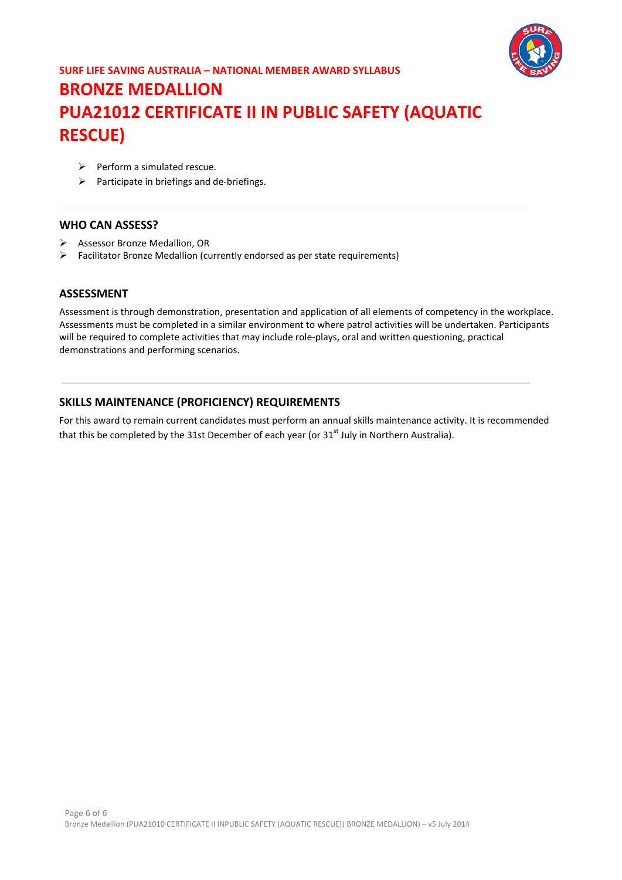SURF LIFE SAVING AUSTRALIA – NATIONAL MEMBER AWARD SYLLABUS

# BRONZE MEDALLION
# PUA21012 CERTIFICATE II IN PUBLIC SAFETY (AQUATIC RESCUE)

- Perform a simulated rescue.
- Participate in briefings and de-briefings.

## WHO CAN ASSESS?

- Assessor Bronze Medallion, OR
- Facilitator Bronze Medallion (currently endorsed as per state requirements)

## ASSESSMENT

Assessment is through demonstration, presentation and application of all elements of competency in the workplace. Assessments must be completed in a similar environment to where patrol activities will be undertaken. Participants will be required to complete activities that may include role-plays, oral and written questioning, practical demonstrations and performing scenarios.

## SKILLS MAINTENANCE (PROFICIENCY) REQUIREMENTS

For this award to remain current candidates must perform an annual skills maintenance activity. It is recommended that this be completed by the 31st December of each year (or 31st July in Northern Australia).